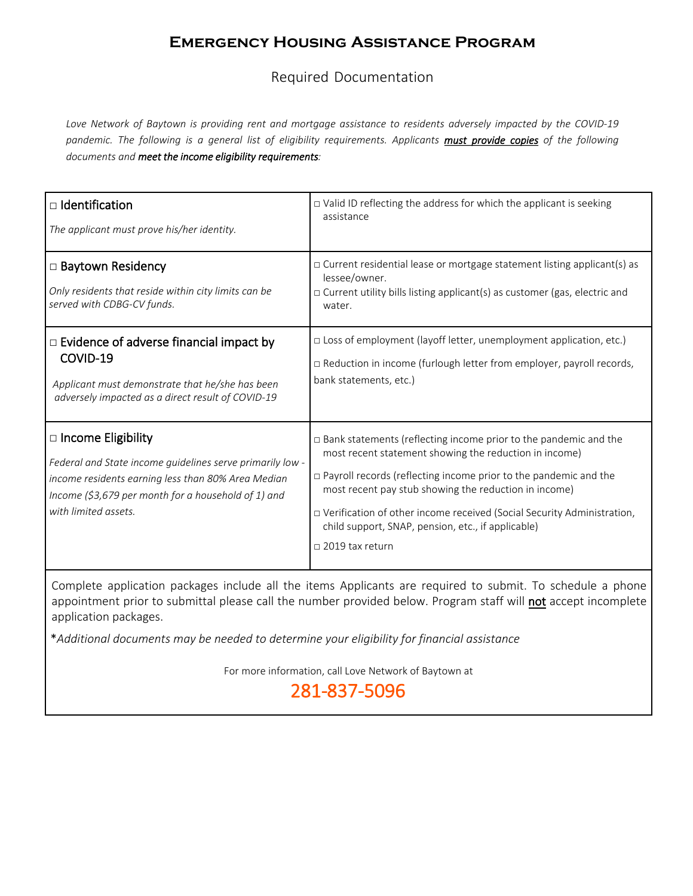# Emergency Housing Assistance Program

## Required Documentation

*Love Network of Baytown is providing rent and mortgage assistance to residents adversely impacted by the COVID-19 pandemic. The following is a general list of eligibility requirements. Applicants* ***must provide copies*** *of the following documents and* ***meet the income eligibility requirements****:*

| | |
|---|---|
| □ Identification<br><br>*The applicant must prove his/her identity.* | □ Valid ID reflecting the address for which the applicant is seeking assistance |
| □ Baytown Residency<br><br>*Only residents that reside within city limits can be served with CDBG-CV funds.* | □ Current residential lease or mortgage statement listing applicant(s) as lessee/owner.<br>□ Current utility bills listing applicant(s) as customer (gas, electric and water. |
| □ Evidence of adverse financial impact by COVID-19<br><br>*Applicant must demonstrate that he/she has been adversely impacted as a direct result of COVID-19* | □ Loss of employment (layoff letter, unemployment application, etc.)<br>□ Reduction in income (furlough letter from employer, payroll records, bank statements, etc.) |
| □ Income Eligibility<br><br>*Federal and State income guidelines serve primarily low - income residents earning less than 80% Area Median Income ($3,679 per month for a household of 1) and with limited assets.* | □ Bank statements (reflecting income prior to the pandemic and the most recent statement showing the reduction in income)<br>□ Payroll records (reflecting income prior to the pandemic and the most recent pay stub showing the reduction in income)<br>□ Verification of other income received (Social Security Administration, child support, SNAP, pension, etc., if applicable)<br>□ 2019 tax return |

Complete application packages include all the items Applicants are required to submit. To schedule a phone appointment prior to submittal please call the number provided below. Program staff will **not** accept incomplete application packages.

*\*Additional documents may be needed to determine your eligibility for financial assistance*

For more information, call Love Network of Baytown at

**281-837-5096**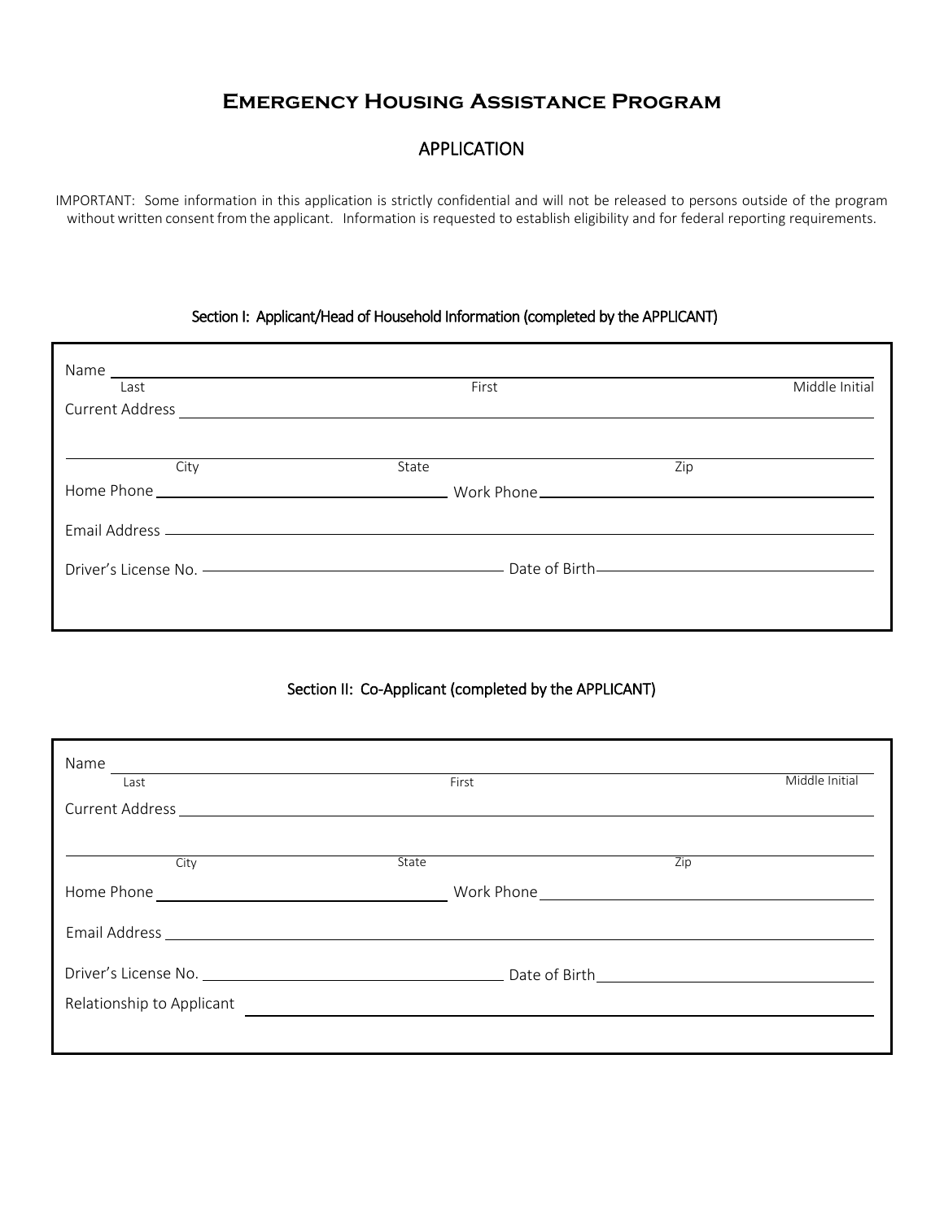# Emergency Housing Assistance Program

## APPLICATION

IMPORTANT: Some information in this application is strictly confidential and will not be released to persons outside of the program without written consent from the applicant. Information is requested to establish eligibility and for federal reporting requirements.

### Section I: Applicant/Head of Household Information (completed by the APPLICANT)

Name ______________________________________________________________
Last                                        First                                        Middle Initial

Current Address ______________________________________________________

______________________________________________________________
City                                        State                                        Zip

Home Phone ____________________ Work Phone ____________________

Email Address ________________________________________________

Driver's License No. ____________________ Date of Birth ____________________

### Section II: Co-Applicant (completed by the APPLICANT)

Name ______________________________________________________________
Last                                        First                                        Middle Initial

Current Address ______________________________________________________

______________________________________________________________
City                                        State                                        Zip

Home Phone ____________________ Work Phone ____________________

Email Address ________________________________________________

Driver's License No. ____________________ Date of Birth ____________________

Relationship to Applicant ____________________________________________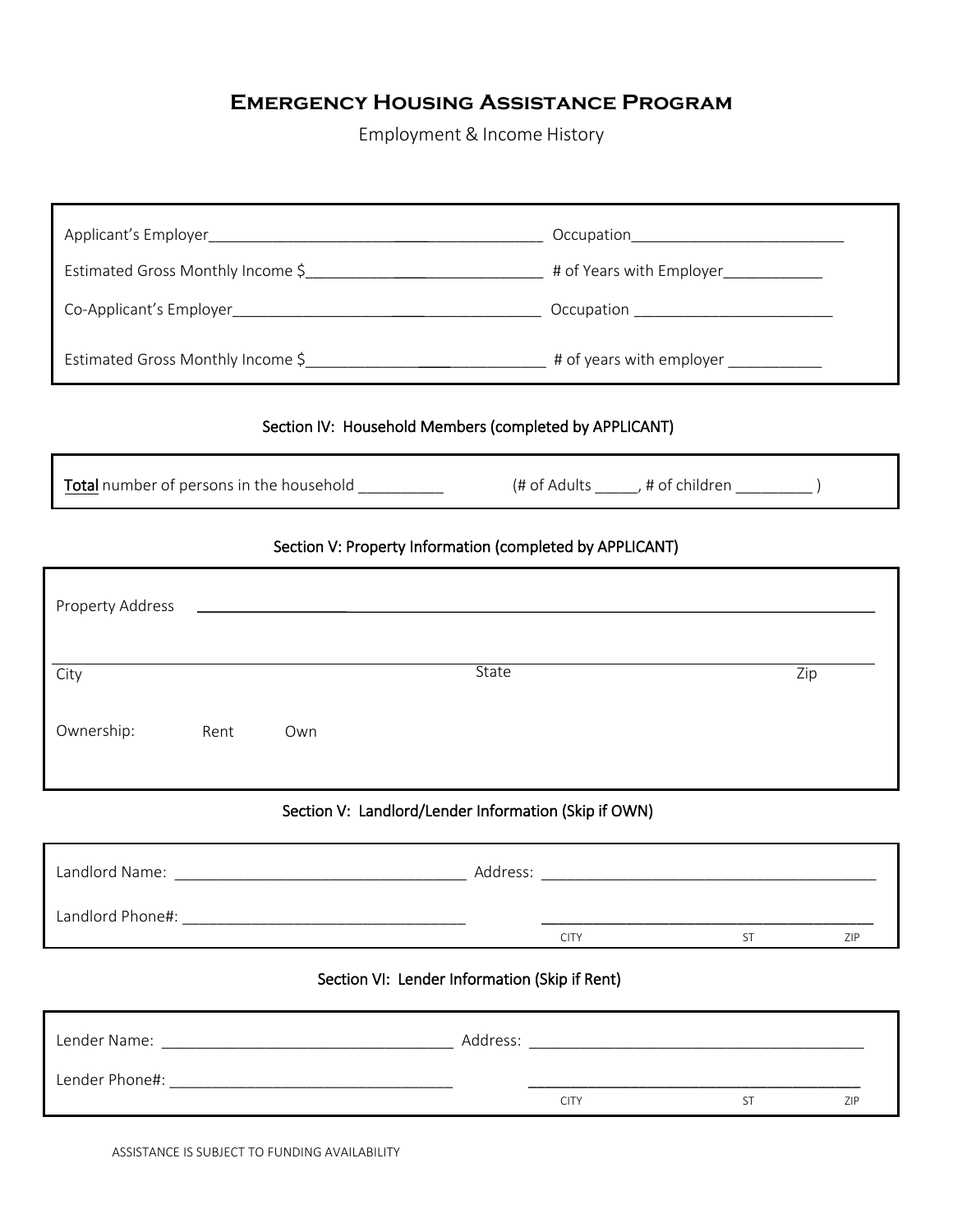# Emergency Housing Assistance Program

Employment & Income History

Applicant's Employer______________________________________ Occupation__________________________

Estimated Gross Monthly Income $______________________________ # of Years with Employer____________

Co-Applicant's Employer____________________________________ Occupation ________________________

Estimated Gross Monthly Income $______________________________ # of years with employer ___________

### Section IV: Household Members (completed by APPLICANT)

**Total** number of persons in the household __________ (# of Adults _____, # of children _________ )

### Section V: Property Information (completed by APPLICANT)

Property Address ____________________________________________________________________________

City ______________________ State ______________________ Zip ______________________

Ownership: Rent Own

### Section V: Landlord/Lender Information (Skip if OWN)

Landlord Name: __________________________________ Address: ________________________________________

Landlord Phone#: _________________________________ ________________________________________

CITY ST ZIP

### Section VI: Lender Information (Skip if Rent)

Lender Name: __________________________________ Address: ________________________________________

Lender Phone#: _________________________________ ________________________________________

CITY ST ZIP

ASSISTANCE IS SUBJECT TO FUNDING AVAILABILITY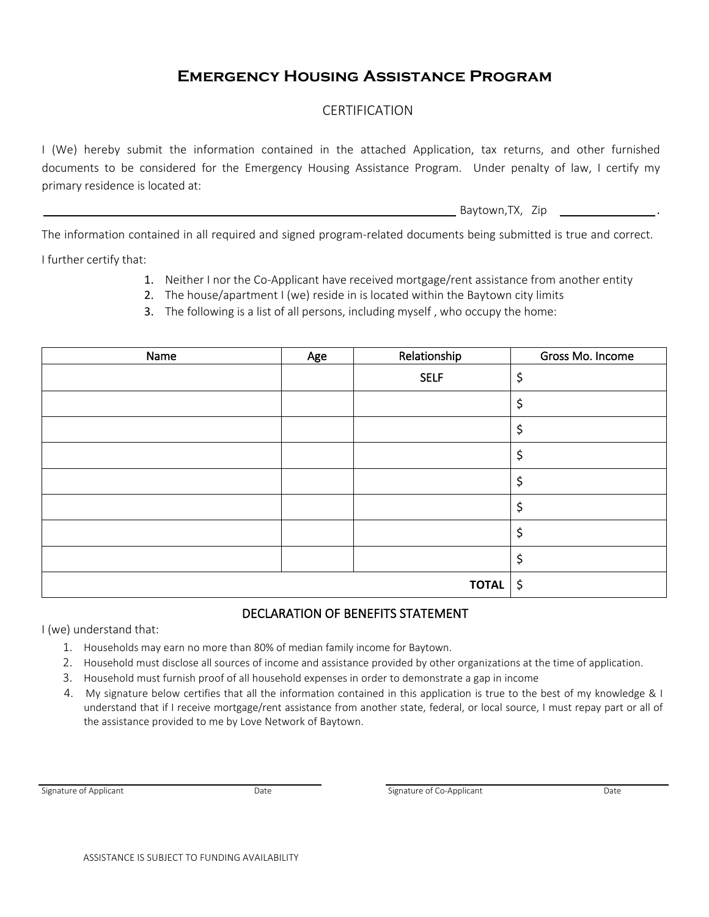# Emergency Housing Assistance Program

CERTIFICATION

I (We) hereby submit the information contained in the attached Application, tax returns, and other furnished documents to be considered for the Emergency Housing Assistance Program. Under penalty of law, I certify my primary residence is located at:

________________________________________________ Baytown,TX, Zip ____________.

The information contained in all required and signed program-related documents being submitted is true and correct.

I further certify that:

1. Neither I nor the Co-Applicant have received mortgage/rent assistance from another entity
2. The house/apartment I (we) reside in is located within the Baytown city limits
3. The following is a list of all persons, including myself , who occupy the home:

| Name | Age | Relationship | Gross Mo. Income |
|---|---|---|---|
| | | SELF | $ |
| | | | $ |
| | | | $ |
| | | | $ |
| | | | $ |
| | | | $ |
| | | | $ |
| | | | $ |
| | | **TOTAL** | $ |

## DECLARATION OF BENEFITS STATEMENT

I (we) understand that:

1. Households may earn no more than 80% of median family income for Baytown.
2. Household must disclose all sources of income and assistance provided by other organizations at the time of application.
3. Household must furnish proof of all household expenses in order to demonstrate a gap in income
4. My signature below certifies that all the information contained in this application is true to the best of my knowledge & I understand that if I receive mortgage/rent assistance from another state, federal, or local source, I must repay part or all of the assistance provided to me by Love Network of Baytown.

______________________________________ ______________________________________

Signature of Applicant Date Signature of Co-Applicant Date

ASSISTANCE IS SUBJECT TO FUNDING AVAILABILITY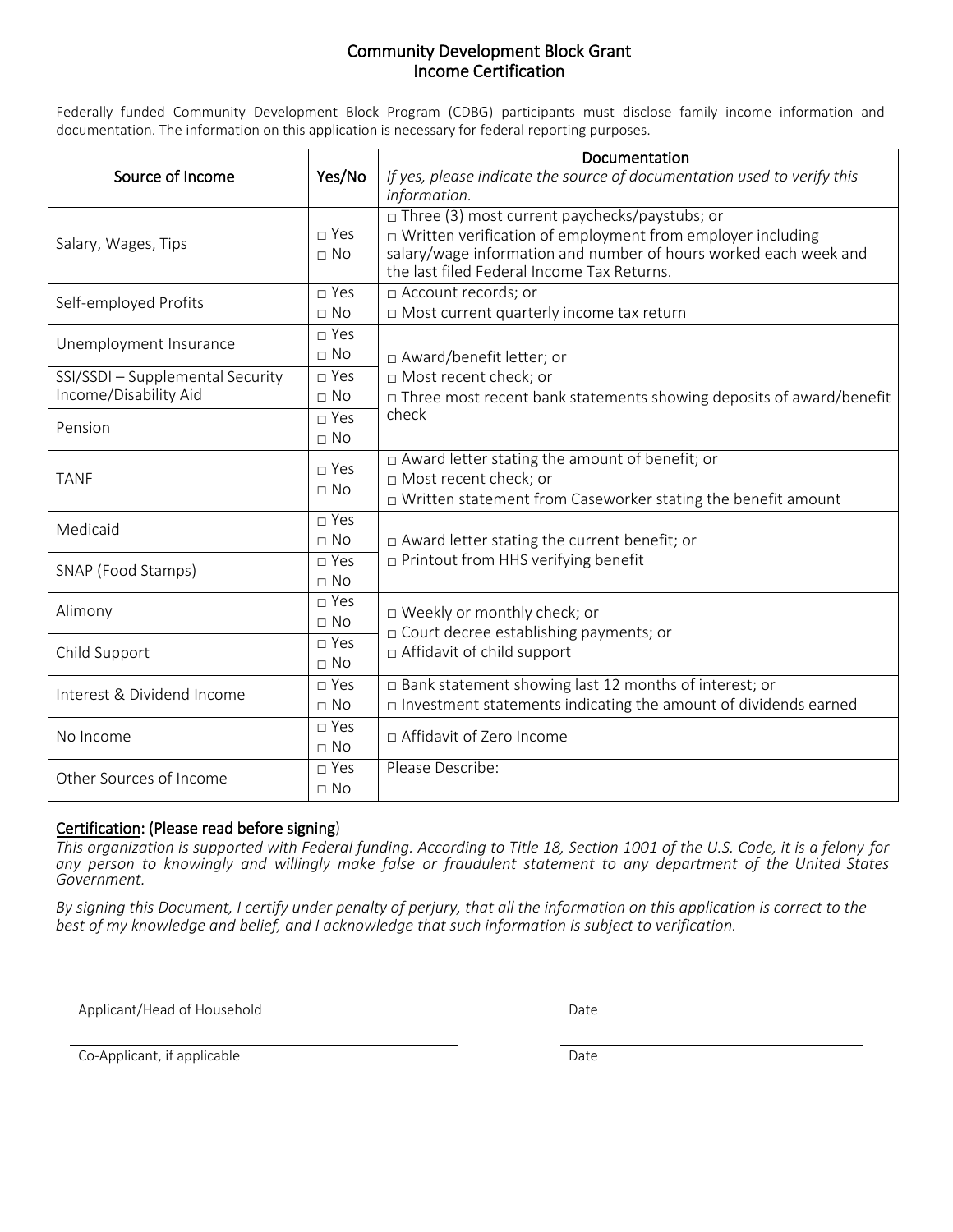# Community Development Block Grant
## Income Certification

Federally funded Community Development Block Program (CDBG) participants must disclose family income information and documentation. The information on this application is necessary for federal reporting purposes.

| Source of Income | Yes/No | Documentation<br>*If yes, please indicate the source of documentation used to verify this information.* |
|---|---|---|
| Salary, Wages, Tips | □ Yes<br>□ No | □ Three (3) most current paychecks/paystubs; or<br>□ Written verification of employment from employer including salary/wage information and number of hours worked each week and the last filed Federal Income Tax Returns. |
| Self-employed Profits | □ Yes<br>□ No | □ Account records; or<br>□ Most current quarterly income tax return |
| Unemployment Insurance | □ Yes<br>□ No | □ Award/benefit letter; or<br>□ Most recent check; or<br>□ Three most recent bank statements showing deposits of award/benefit check |
| SSI/SSDI – Supplemental Security Income/Disability Aid | □ Yes<br>□ No | |
| Pension | □ Yes<br>□ No | |
| TANF | □ Yes<br>□ No | □ Award letter stating the amount of benefit; or<br>□ Most recent check; or<br>□ Written statement from Caseworker stating the benefit amount |
| Medicaid | □ Yes<br>□ No | □ Award letter stating the current benefit; or<br>□ Printout from HHS verifying benefit |
| SNAP (Food Stamps) | □ Yes<br>□ No | |
| Alimony | □ Yes<br>□ No | □ Weekly or monthly check; or<br>□ Court decree establishing payments; or<br>□ Affidavit of child support |
| Child Support | □ Yes<br>□ No | |
| Interest & Dividend Income | □ Yes<br>□ No | □ Bank statement showing last 12 months of interest; or<br>□ Investment statements indicating the amount of dividends earned |
| No Income | □ Yes<br>□ No | □ Affidavit of Zero Income |
| Other Sources of Income | □ Yes<br>□ No | Please Describe: |

**Certification: (Please read before signing)**

*This organization is supported with Federal funding. According to Title 18, Section 1001 of the U.S. Code, it is a felony for any person to knowingly and willingly make false or fraudulent statement to any department of the United States Government.*

*By signing this Document, I certify under penalty of perjury, that all the information on this application is correct to the best of my knowledge and belief, and I acknowledge that such information is subject to verification.*

\_\_\_\_\_\_\_\_\_\_\_\_\_\_\_\_\_\_\_\_\_\_\_\_\_\_\_\_\_\_\_\_\_\_\_\_\_\_\_\_ \_\_\_\_\_\_\_\_\_\_\_\_\_\_\_\_\_\_\_\_\_\_\_\_\_\_\_\_\_\_
Applicant/Head of Household Date

\_\_\_\_\_\_\_\_\_\_\_\_\_\_\_\_\_\_\_\_\_\_\_\_\_\_\_\_\_\_\_\_\_\_\_\_\_\_\_\_ \_\_\_\_\_\_\_\_\_\_\_\_\_\_\_\_\_\_\_\_\_\_\_\_\_\_\_\_\_\_
Co-Applicant, if applicable Date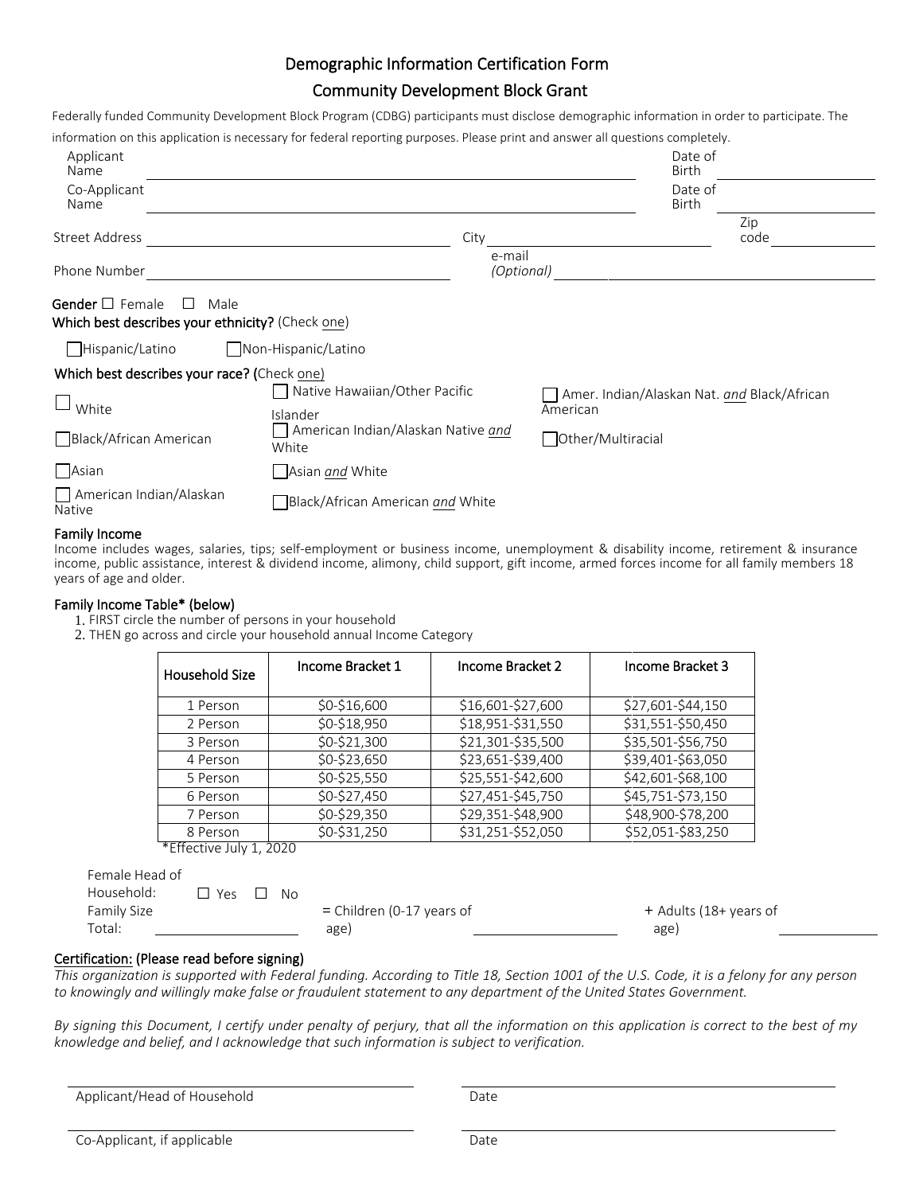# Demographic Information Certification Form

## Community Development Block Grant

Federally funded Community Development Block Program (CDBG) participants must disclose demographic information in order to participate. The information on this application is necessary for federal reporting purposes. Please print and answer all questions completely.

Applicant Name ______________________________ Date of Birth ______________

Co-Applicant Name ______________________________ Date of Birth ______________

Street Address ______________________ City ______________________ Zip code ____________

Phone Number ______________________ e-mail *(Optional)* ______________________

**Gender** ☐ Female ☐ Male

**Which best describes your ethnicity?** (Check one)

☐ Hispanic/Latino ☐ Non-Hispanic/Latino

**Which best describes your race?** (Check one)

☐ White

☐ Black/African American

☐ Asian

☐ American Indian/Alaskan Native

☐ Native Hawaiian/Other Pacific Islander

☐ American Indian/Alaskan Native *and* White

☐ Asian *and* White

☐ Black/African American *and* White

☐ Amer. Indian/Alaskan Nat. *and* Black/African American

☐ Other/Multiracial

### Family Income

Income includes wages, salaries, tips; self-employment or business income, unemployment & disability income, retirement & insurance income, public assistance, interest & dividend income, alimony, child support, gift income, armed forces income for all family members 18 years of age and older.

### Family Income Table* (below)

1. FIRST circle the number of persons in your household
2. THEN go across and circle your household annual Income Category

| Household Size | Income Bracket 1 | Income Bracket 2 | Income Bracket 3 |
|---|---|---|---|
| 1 Person | $0-$16,600 | $16,601-$27,600 | $27,601-$44,150 |
| 2 Person | $0-$18,950 | $18,951-$31,550 | $31,551-$50,450 |
| 3 Person | $0-$21,300 | $21,301-$35,500 | $35,501-$56,750 |
| 4 Person | $0-$23,650 | $23,651-$39,400 | $39,401-$63,050 |
| 5 Person | $0-$25,550 | $25,551-$42,600 | $42,601-$68,100 |
| 6 Person | $0-$27,450 | $27,451-$45,750 | $45,751-$73,150 |
| 7 Person | $0-$29,350 | $29,351-$48,900 | $48,900-$78,200 |
| 8 Person | $0-$31,250 | $31,251-$52,050 | $52,051-$83,250 |

*Effective July 1, 2020

Female Head of Household: ☐ Yes ☐ No

Family Size Total: ____________ = Children (0-17 years of age) ____________ + Adults (18+ years of age) ____________

### Certification: (Please read before signing)

*This organization is supported with Federal funding. According to Title 18, Section 1001 of the U.S. Code, it is a felony for any person to knowingly and willingly make false or fraudulent statement to any department of the United States Government.*

*By signing this Document, I certify under penalty of perjury, that all the information on this application is correct to the best of my knowledge and belief, and I acknowledge that such information is subject to verification.*

______________________________ ______________________________

Applicant/Head of Household Date

______________________________ ______________________________

Co-Applicant, if applicable Date